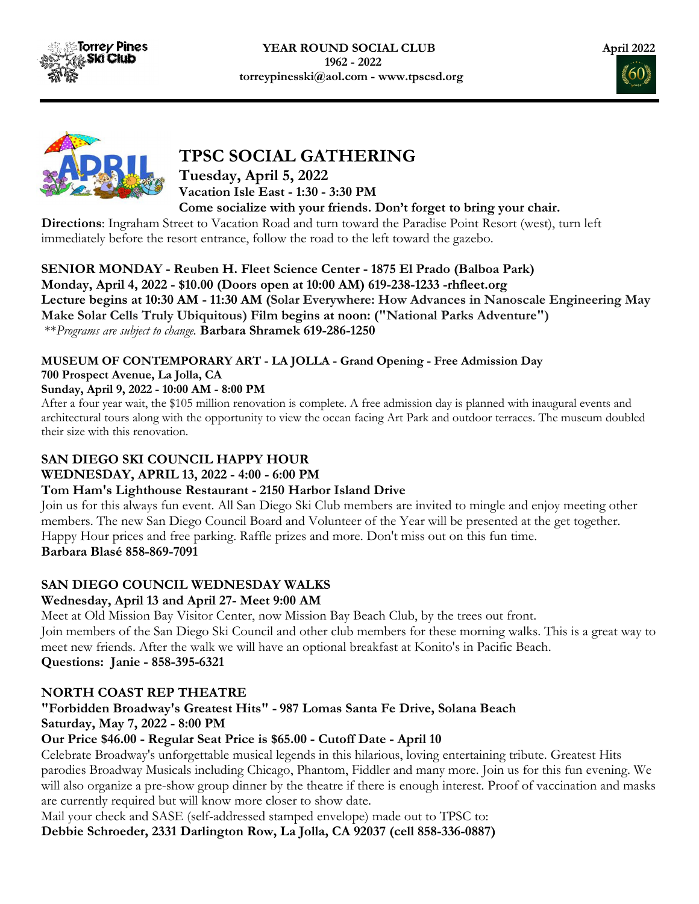**YEAR ROUND SOCIAL CLUB**
**1962 - 2022**
**torreypinesski@aol.com - www.tpscsd.org**

**April 2022**

# TPSC SOCIAL GATHERING

**Tuesday, April 5, 2022**
**Vacation Isle East - 1:30 - 3:30 PM**
**Come socialize with your friends. Don't forget to bring your chair.**

**Directions**: Ingraham Street to Vacation Road and turn toward the Paradise Point Resort (west), turn left immediately before the resort entrance, follow the road to the left toward the gazebo.

**SENIOR MONDAY - Reuben H. Fleet Science Center - 1875 El Prado (Balboa Park)**
**Monday, April 4, 2022 - $10.00 (Doors open at 10:00 AM) 619-238-1233 -rhfleet.org**
**Lecture begins at 10:30 AM - 11:30 AM (Solar Everywhere: How Advances in Nanoscale Engineering May Make Solar Cells Truly Ubiquitous) Film begins at noon: ("National Parks Adventure")**
*\*\*Programs are subject to change.* **Barbara Shramek 619-286-1250**

**MUSEUM OF CONTEMPORARY ART - LA JOLLA - Grand Opening - Free Admission Day**
**700 Prospect Avenue, La Jolla, CA**
**Sunday, April 9, 2022 - 10:00 AM - 8:00 PM**
After a four year wait, the $105 million renovation is complete. A free admission day is planned with inaugural events and architectural tours along with the opportunity to view the ocean facing Art Park and outdoor terraces. The museum doubled their size with this renovation.

**SAN DIEGO SKI COUNCIL HAPPY HOUR**
**WEDNESDAY, APRIL 13, 2022 - 4:00 - 6:00 PM**
**Tom Ham's Lighthouse Restaurant - 2150 Harbor Island Drive**
Join us for this always fun event. All San Diego Ski Club members are invited to mingle and enjoy meeting other members. The new San Diego Council Board and Volunteer of the Year will be presented at the get together. Happy Hour prices and free parking. Raffle prizes and more. Don't miss out on this fun time.
**Barbara Blasé 858-869-7091**

**SAN DIEGO COUNCIL WEDNESDAY WALKS**
**Wednesday, April 13 and April 27- Meet 9:00 AM**
Meet at Old Mission Bay Visitor Center, now Mission Bay Beach Club, by the trees out front.
Join members of the San Diego Ski Council and other club members for these morning walks. This is a great way to meet new friends. After the walk we will have an optional breakfast at Konito's in Pacific Beach.
**Questions: Janie - 858-395-6321**

**NORTH COAST REP THEATRE**
**"Forbidden Broadway's Greatest Hits" - 987 Lomas Santa Fe Drive, Solana Beach**
**Saturday, May 7, 2022 - 8:00 PM**
**Our Price $46.00 - Regular Seat Price is $65.00 - Cutoff Date - April 10**
Celebrate Broadway's unforgettable musical legends in this hilarious, loving entertaining tribute. Greatest Hits parodies Broadway Musicals including Chicago, Phantom, Fiddler and many more. Join us for this fun evening. We will also organize a pre-show group dinner by the theatre if there is enough interest. Proof of vaccination and masks are currently required but will know more closer to show date.
Mail your check and SASE (self-addressed stamped envelope) made out to TPSC to:
**Debbie Schroeder, 2331 Darlington Row, La Jolla, CA 92037 (cell 858-336-0887)**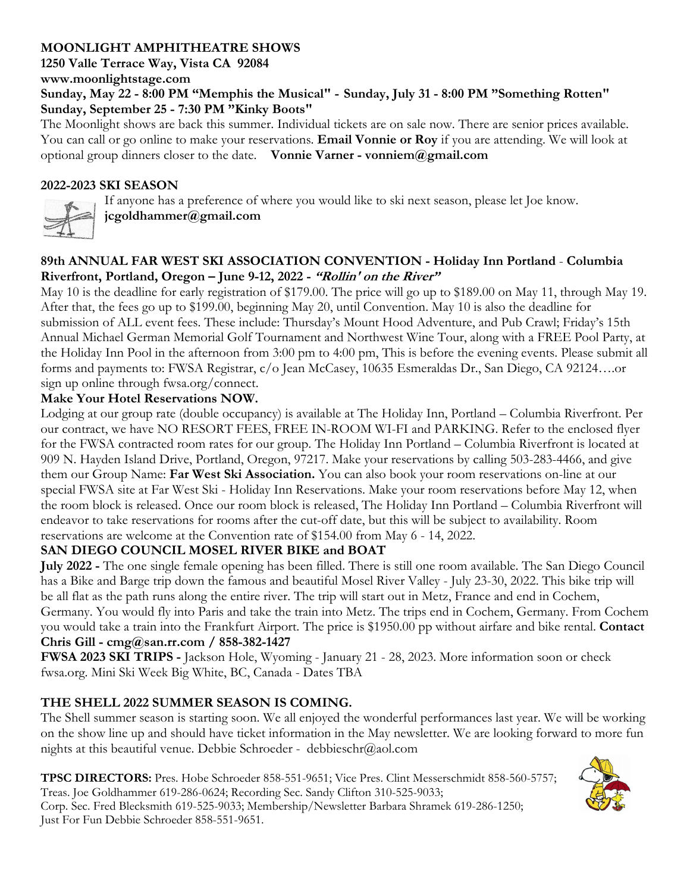## MOONLIGHT AMPHITHEATRE SHOWS

**1250 Valle Terrace Way, Vista CA 92084**

**www.moonlightstage.com**

**Sunday, May 22 - 8:00 PM "Memphis the Musical" - Sunday, July 31 - 8:00 PM "Something Rotten"**
**Sunday, September 25 - 7:30 PM "Kinky Boots"**

The Moonlight shows are back this summer. Individual tickets are on sale now. There are senior prices available. You can call or go online to make your reservations. **Email Vonnie or Roy** if you are attending. We will look at optional group dinners closer to the date. **Vonnie Varner - vonniem@gmail.com**

## 2022-2023 SKI SEASON

If anyone has a preference of where you would like to ski next season, please let Joe know.
**jcgoldhammer@gmail.com**

## 89th ANNUAL FAR WEST SKI ASSOCIATION CONVENTION - Holiday Inn Portland - Columbia Riverfront, Portland, Oregon – June 9-12, 2022 - *"Rollin' on the River"*

May 10 is the deadline for early registration of $179.00. The price will go up to $189.00 on May 11, through May 19. After that, the fees go up to $199.00, beginning May 20, until Convention. May 10 is also the deadline for submission of ALL event fees. These include: Thursday's Mount Hood Adventure, and Pub Crawl; Friday's 15th Annual Michael German Memorial Golf Tournament and Northwest Wine Tour, along with a FREE Pool Party, at the Holiday Inn Pool in the afternoon from 3:00 pm to 4:00 pm, This is before the evening events. Please submit all forms and payments to: FWSA Registrar, c/o Jean McCasey, 10635 Esmeraldas Dr., San Diego, CA 92124….or sign up online through fwsa.org/connect.

**Make Your Hotel Reservations NOW.**

Lodging at our group rate (double occupancy) is available at The Holiday Inn, Portland – Columbia Riverfront. Per our contract, we have NO RESORT FEES, FREE IN-ROOM WI-FI and PARKING. Refer to the enclosed flyer for the FWSA contracted room rates for our group. The Holiday Inn Portland – Columbia Riverfront is located at 909 N. Hayden Island Drive, Portland, Oregon, 97217. Make your reservations by calling 503-283-4466, and give them our Group Name: **Far West Ski Association.** You can also book your room reservations on-line at our special FWSA site at Far West Ski - Holiday Inn Reservations. Make your room reservations before May 12, when the room block is released. Once our room block is released, The Holiday Inn Portland – Columbia Riverfront will endeavor to take reservations for rooms after the cut-off date, but this will be subject to availability. Room reservations are welcome at the Convention rate of $154.00 from May 6 - 14, 2022.

## SAN DIEGO COUNCIL MOSEL RIVER BIKE and BOAT

**July 2022 -** The one single female opening has been filled. There is still one room available. The San Diego Council has a Bike and Barge trip down the famous and beautiful Mosel River Valley - July 23-30, 2022. This bike trip will be all flat as the path runs along the entire river. The trip will start out in Metz, France and end in Cochem, Germany. You would fly into Paris and take the train into Metz. The trips end in Cochem, Germany. From Cochem you would take a train into the Frankfurt Airport. The price is $1950.00 pp without airfare and bike rental. **Contact Chris Gill - cmg@san.rr.com / 858-382-1427**

**FWSA 2023 SKI TRIPS -** Jackson Hole, Wyoming - January 21 - 28, 2023. More information soon or check fwsa.org. Mini Ski Week Big White, BC, Canada - Dates TBA

## THE SHELL 2022 SUMMER SEASON IS COMING.

The Shell summer season is starting soon. We all enjoyed the wonderful performances last year. We will be working on the show line up and should have ticket information in the May newsletter. We are looking forward to more fun nights at this beautiful venue. Debbie Schroeder - debbieschr@aol.com

**TPSC DIRECTORS:** Pres. Hobe Schroeder 858-551-9651; Vice Pres. Clint Messerschmidt 858-560-5757; Treas. Joe Goldhammer 619-286-0624; Recording Sec. Sandy Clifton 310-525-9033; Corp. Sec. Fred Blecksmith 619-525-9033; Membership/Newsletter Barbara Shramek 619-286-1250; Just For Fun Debbie Schroeder 858-551-9651.